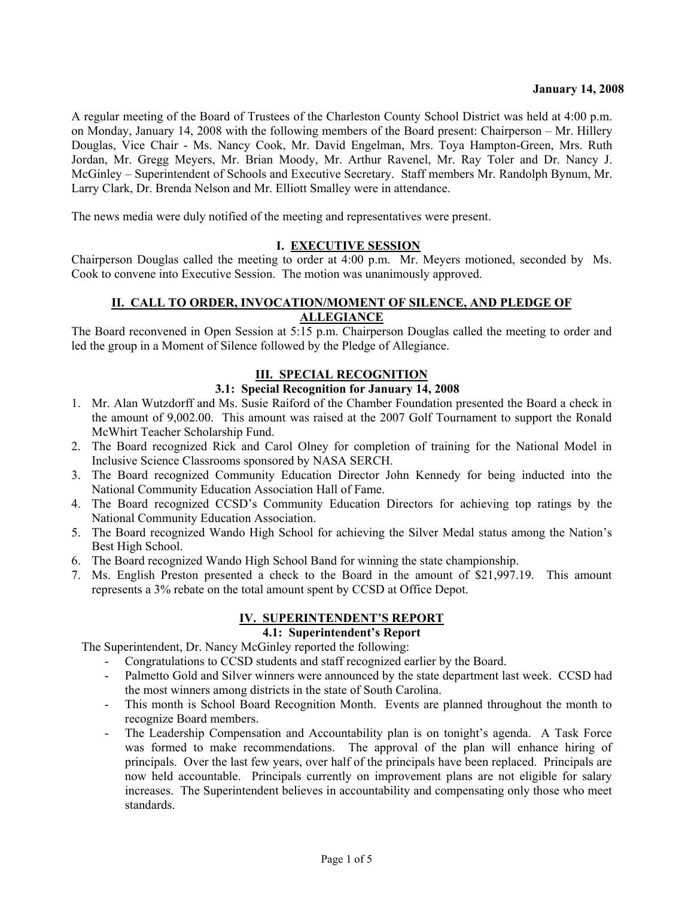**January 14, 2008**

A regular meeting of the Board of Trustees of the Charleston County School District was held at 4:00 p.m. on Monday, January 14, 2008 with the following members of the Board present: Chairperson – Mr. Hillery Douglas, Vice Chair - Ms. Nancy Cook, Mr. David Engelman, Mrs. Toya Hampton-Green, Mrs. Ruth Jordan, Mr. Gregg Meyers, Mr. Brian Moody, Mr. Arthur Ravenel, Mr. Ray Toler and Dr. Nancy J. McGinley – Superintendent of Schools and Executive Secretary. Staff members Mr. Randolph Bynum, Mr. Larry Clark, Dr. Brenda Nelson and Mr. Elliott Smalley were in attendance.

The news media were duly notified of the meeting and representatives were present.

## I. EXECUTIVE SESSION

Chairperson Douglas called the meeting to order at 4:00 p.m. Mr. Meyers motioned, seconded by Ms. Cook to convene into Executive Session. The motion was unanimously approved.

## II. CALL TO ORDER, INVOCATION/MOMENT OF SILENCE, AND PLEDGE OF ALLEGIANCE

The Board reconvened in Open Session at 5:15 p.m. Chairperson Douglas called the meeting to order and led the group in a Moment of Silence followed by the Pledge of Allegiance.

## III. SPECIAL RECOGNITION

### 3.1: Special Recognition for January 14, 2008

1. Mr. Alan Wutzdorff and Ms. Susie Raiford of the Chamber Foundation presented the Board a check in the amount of 9,002.00. This amount was raised at the 2007 Golf Tournament to support the Ronald McWhirt Teacher Scholarship Fund.
2. The Board recognized Rick and Carol Olney for completion of training for the National Model in Inclusive Science Classrooms sponsored by NASA SERCH.
3. The Board recognized Community Education Director John Kennedy for being inducted into the National Community Education Association Hall of Fame.
4. The Board recognized CCSD's Community Education Directors for achieving top ratings by the National Community Education Association.
5. The Board recognized Wando High School for achieving the Silver Medal status among the Nation's Best High School.
6. The Board recognized Wando High School Band for winning the state championship.
7. Ms. English Preston presented a check to the Board in the amount of $21,997.19. This amount represents a 3% rebate on the total amount spent by CCSD at Office Depot.

## IV. SUPERINTENDENT'S REPORT

### 4.1: Superintendent's Report

The Superintendent, Dr. Nancy McGinley reported the following:

- Congratulations to CCSD students and staff recognized earlier by the Board.
- Palmetto Gold and Silver winners were announced by the state department last week. CCSD had the most winners among districts in the state of South Carolina.
- This month is School Board Recognition Month. Events are planned throughout the month to recognize Board members.
- The Leadership Compensation and Accountability plan is on tonight's agenda. A Task Force was formed to make recommendations. The approval of the plan will enhance hiring of principals. Over the last few years, over half of the principals have been replaced. Principals are now held accountable. Principals currently on improvement plans are not eligible for salary increases. The Superintendent believes in accountability and compensating only those who meet standards.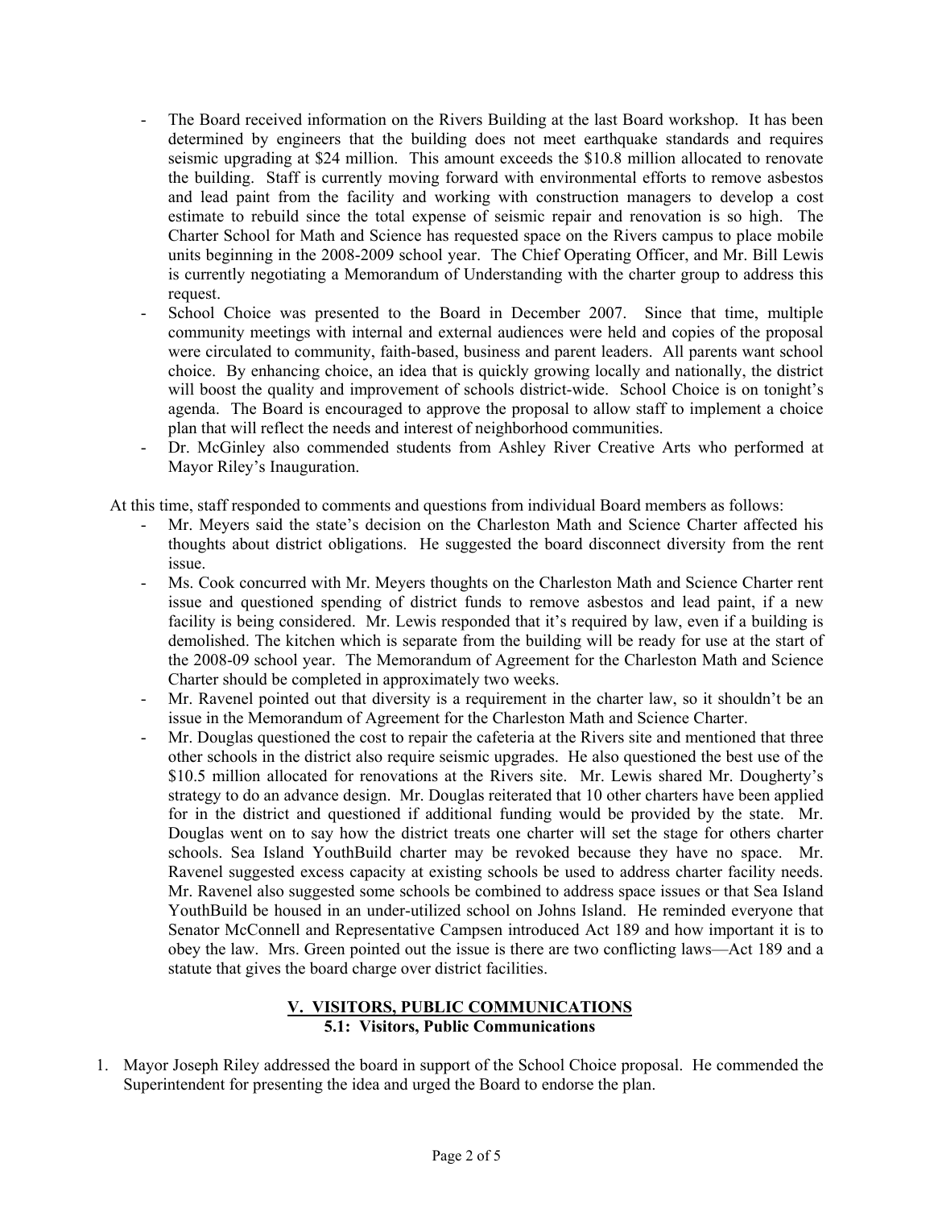- The Board received information on the Rivers Building at the last Board workshop. It has been determined by engineers that the building does not meet earthquake standards and requires seismic upgrading at $24 million. This amount exceeds the $10.8 million allocated to renovate the building. Staff is currently moving forward with environmental efforts to remove asbestos and lead paint from the facility and working with construction managers to develop a cost estimate to rebuild since the total expense of seismic repair and renovation is so high. The Charter School for Math and Science has requested space on the Rivers campus to place mobile units beginning in the 2008-2009 school year. The Chief Operating Officer, and Mr. Bill Lewis is currently negotiating a Memorandum of Understanding with the charter group to address this request.
- School Choice was presented to the Board in December 2007. Since that time, multiple community meetings with internal and external audiences were held and copies of the proposal were circulated to community, faith-based, business and parent leaders. All parents want school choice. By enhancing choice, an idea that is quickly growing locally and nationally, the district will boost the quality and improvement of schools district-wide. School Choice is on tonight's agenda. The Board is encouraged to approve the proposal to allow staff to implement a choice plan that will reflect the needs and interest of neighborhood communities.
- Dr. McGinley also commended students from Ashley River Creative Arts who performed at Mayor Riley's Inauguration.

At this time, staff responded to comments and questions from individual Board members as follows:

- Mr. Meyers said the state's decision on the Charleston Math and Science Charter affected his thoughts about district obligations. He suggested the board disconnect diversity from the rent issue.
- Ms. Cook concurred with Mr. Meyers thoughts on the Charleston Math and Science Charter rent issue and questioned spending of district funds to remove asbestos and lead paint, if a new facility is being considered. Mr. Lewis responded that it's required by law, even if a building is demolished. The kitchen which is separate from the building will be ready for use at the start of the 2008-09 school year. The Memorandum of Agreement for the Charleston Math and Science Charter should be completed in approximately two weeks.
- Mr. Ravenel pointed out that diversity is a requirement in the charter law, so it shouldn't be an issue in the Memorandum of Agreement for the Charleston Math and Science Charter.
- Mr. Douglas questioned the cost to repair the cafeteria at the Rivers site and mentioned that three other schools in the district also require seismic upgrades. He also questioned the best use of the $10.5 million allocated for renovations at the Rivers site. Mr. Lewis shared Mr. Dougherty's strategy to do an advance design. Mr. Douglas reiterated that 10 other charters have been applied for in the district and questioned if additional funding would be provided by the state. Mr. Douglas went on to say how the district treats one charter will set the stage for others charter schools. Sea Island YouthBuild charter may be revoked because they have no space. Mr. Ravenel suggested excess capacity at existing schools be used to address charter facility needs. Mr. Ravenel also suggested some schools be combined to address space issues or that Sea Island YouthBuild be housed in an under-utilized school on Johns Island. He reminded everyone that Senator McConnell and Representative Campsen introduced Act 189 and how important it is to obey the law. Mrs. Green pointed out the issue is there are two conflicting laws—Act 189 and a statute that gives the board charge over district facilities.

## V. VISITORS, PUBLIC COMMUNICATIONS
### 5.1: Visitors, Public Communications

1. Mayor Joseph Riley addressed the board in support of the School Choice proposal. He commended the Superintendent for presenting the idea and urged the Board to endorse the plan.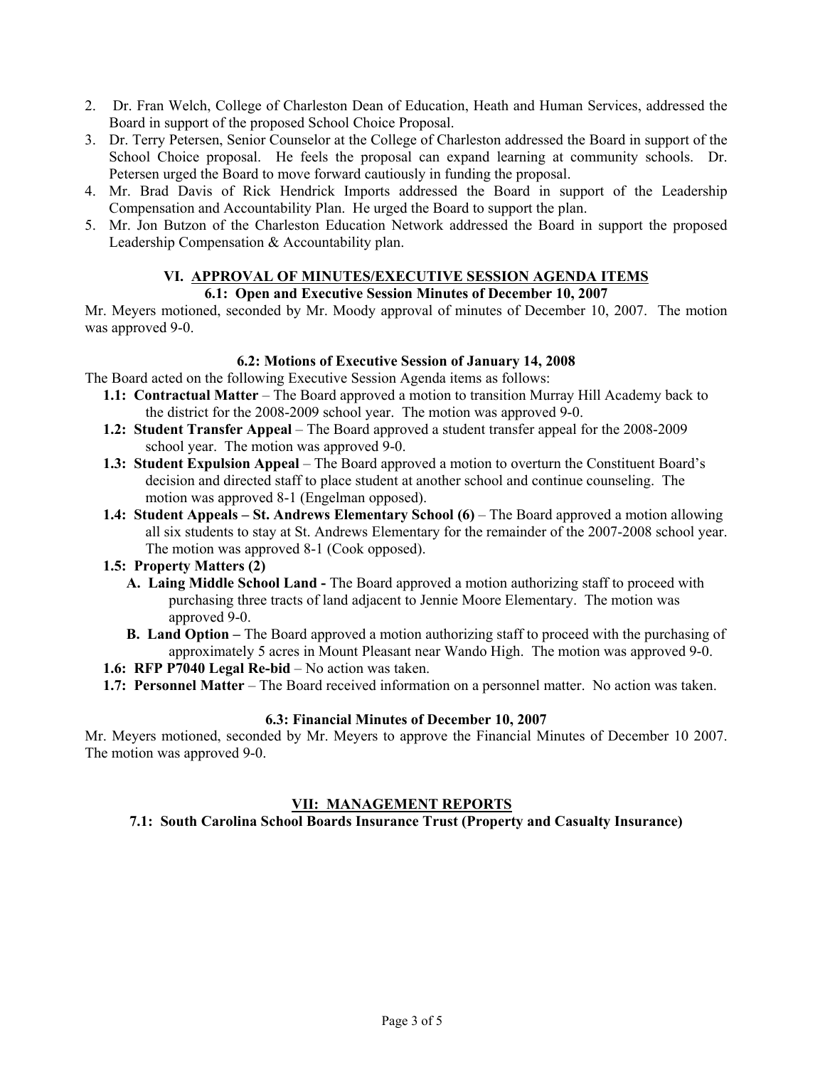2. Dr. Fran Welch, College of Charleston Dean of Education, Heath and Human Services, addressed the Board in support of the proposed School Choice Proposal.
3. Dr. Terry Petersen, Senior Counselor at the College of Charleston addressed the Board in support of the School Choice proposal. He feels the proposal can expand learning at community schools. Dr. Petersen urged the Board to move forward cautiously in funding the proposal.
4. Mr. Brad Davis of Rick Hendrick Imports addressed the Board in support of the Leadership Compensation and Accountability Plan. He urged the Board to support the plan.
5. Mr. Jon Butzon of the Charleston Education Network addressed the Board in support the proposed Leadership Compensation & Accountability plan.

## VI. APPROVAL OF MINUTES/EXECUTIVE SESSION AGENDA ITEMS

### 6.1: Open and Executive Session Minutes of December 10, 2007

Mr. Meyers motioned, seconded by Mr. Moody approval of minutes of December 10, 2007. The motion was approved 9-0.

### 6.2: Motions of Executive Session of January 14, 2008

The Board acted on the following Executive Session Agenda items as follows:

- **1.1: Contractual Matter** – The Board approved a motion to transition Murray Hill Academy back to the district for the 2008-2009 school year. The motion was approved 9-0.
- **1.2: Student Transfer Appeal** – The Board approved a student transfer appeal for the 2008-2009 school year. The motion was approved 9-0.
- **1.3: Student Expulsion Appeal** – The Board approved a motion to overturn the Constituent Board's decision and directed staff to place student at another school and continue counseling. The motion was approved 8-1 (Engelman opposed).
- **1.4: Student Appeals – St. Andrews Elementary School (6)** – The Board approved a motion allowing all six students to stay at St. Andrews Elementary for the remainder of the 2007-2008 school year. The motion was approved 8-1 (Cook opposed).
- **1.5: Property Matters (2)**
  - **A. Laing Middle School Land -** The Board approved a motion authorizing staff to proceed with purchasing three tracts of land adjacent to Jennie Moore Elementary. The motion was approved 9-0.
  - **B. Land Option –** The Board approved a motion authorizing staff to proceed with the purchasing of approximately 5 acres in Mount Pleasant near Wando High. The motion was approved 9-0.
- **1.6: RFP P7040 Legal Re-bid** – No action was taken.
- **1.7: Personnel Matter** – The Board received information on a personnel matter. No action was taken.

### 6.3: Financial Minutes of December 10, 2007

Mr. Meyers motioned, seconded by Mr. Meyers to approve the Financial Minutes of December 10 2007. The motion was approved 9-0.

## VII: MANAGEMENT REPORTS

### 7.1: South Carolina School Boards Insurance Trust (Property and Casualty Insurance)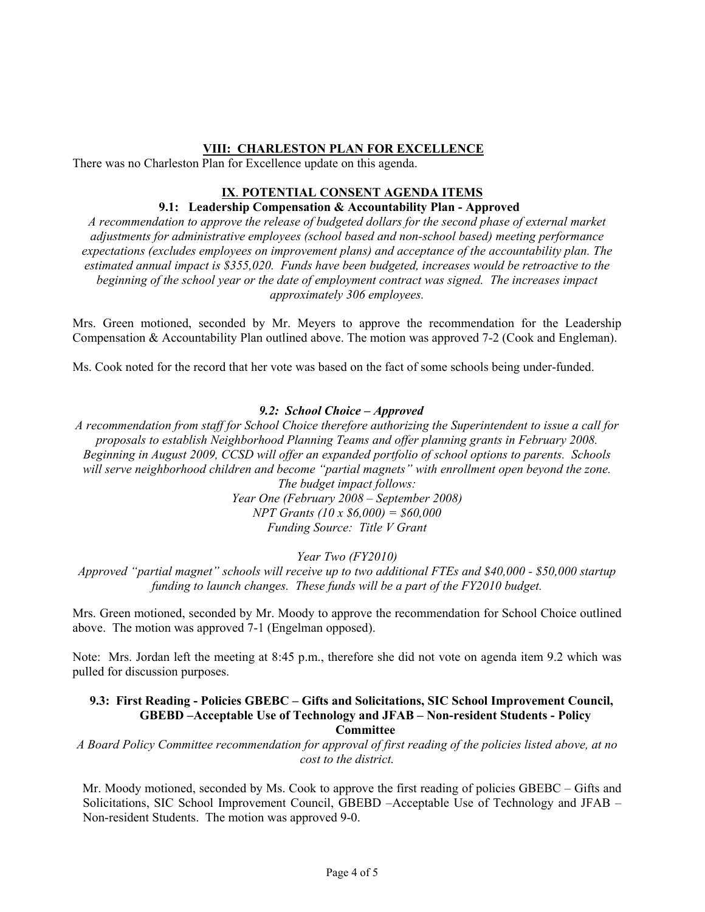## VIII: CHARLESTON PLAN FOR EXCELLENCE

There was no Charleston Plan for Excellence update on this agenda.

## IX. POTENTIAL CONSENT AGENDA ITEMS

### 9.1: Leadership Compensation & Accountability Plan - Approved

*A recommendation to approve the release of budgeted dollars for the second phase of external market adjustments for administrative employees (school based and non-school based) meeting performance expectations (excludes employees on improvement plans) and acceptance of the accountability plan. The estimated annual impact is $355,020. Funds have been budgeted, increases would be retroactive to the beginning of the school year or the date of employment contract was signed. The increases impact approximately 306 employees.*

Mrs. Green motioned, seconded by Mr. Meyers to approve the recommendation for the Leadership Compensation & Accountability Plan outlined above. The motion was approved 7-2 (Cook and Engleman).

Ms. Cook noted for the record that her vote was based on the fact of some schools being under-funded.

### *9.2: School Choice – Approved*

*A recommendation from staff for School Choice therefore authorizing the Superintendent to issue a call for proposals to establish Neighborhood Planning Teams and offer planning grants in February 2008. Beginning in August 2009, CCSD will offer an expanded portfolio of school options to parents. Schools will serve neighborhood children and become "partial magnets" with enrollment open beyond the zone.*

*The budget impact follows:*

*Year One (February 2008 – September 2008)*

*NPT Grants (10 x $6,000) = $60,000*

*Funding Source: Title V Grant*

*Year Two (FY2010)*

*Approved "partial magnet" schools will receive up to two additional FTEs and $40,000 - $50,000 startup funding to launch changes. These funds will be a part of the FY2010 budget.*

Mrs. Green motioned, seconded by Mr. Moody to approve the recommendation for School Choice outlined above. The motion was approved 7-1 (Engelman opposed).

Note: Mrs. Jordan left the meeting at 8:45 p.m., therefore she did not vote on agenda item 9.2 which was pulled for discussion purposes.

### 9.3: First Reading - Policies GBEBC – Gifts and Solicitations, SIC School Improvement Council, GBEBD –Acceptable Use of Technology and JFAB – Non-resident Students - Policy Committee

*A Board Policy Committee recommendation for approval of first reading of the policies listed above, at no cost to the district.*

Mr. Moody motioned, seconded by Ms. Cook to approve the first reading of policies GBEBC – Gifts and Solicitations, SIC School Improvement Council, GBEBD –Acceptable Use of Technology and JFAB – Non-resident Students. The motion was approved 9-0.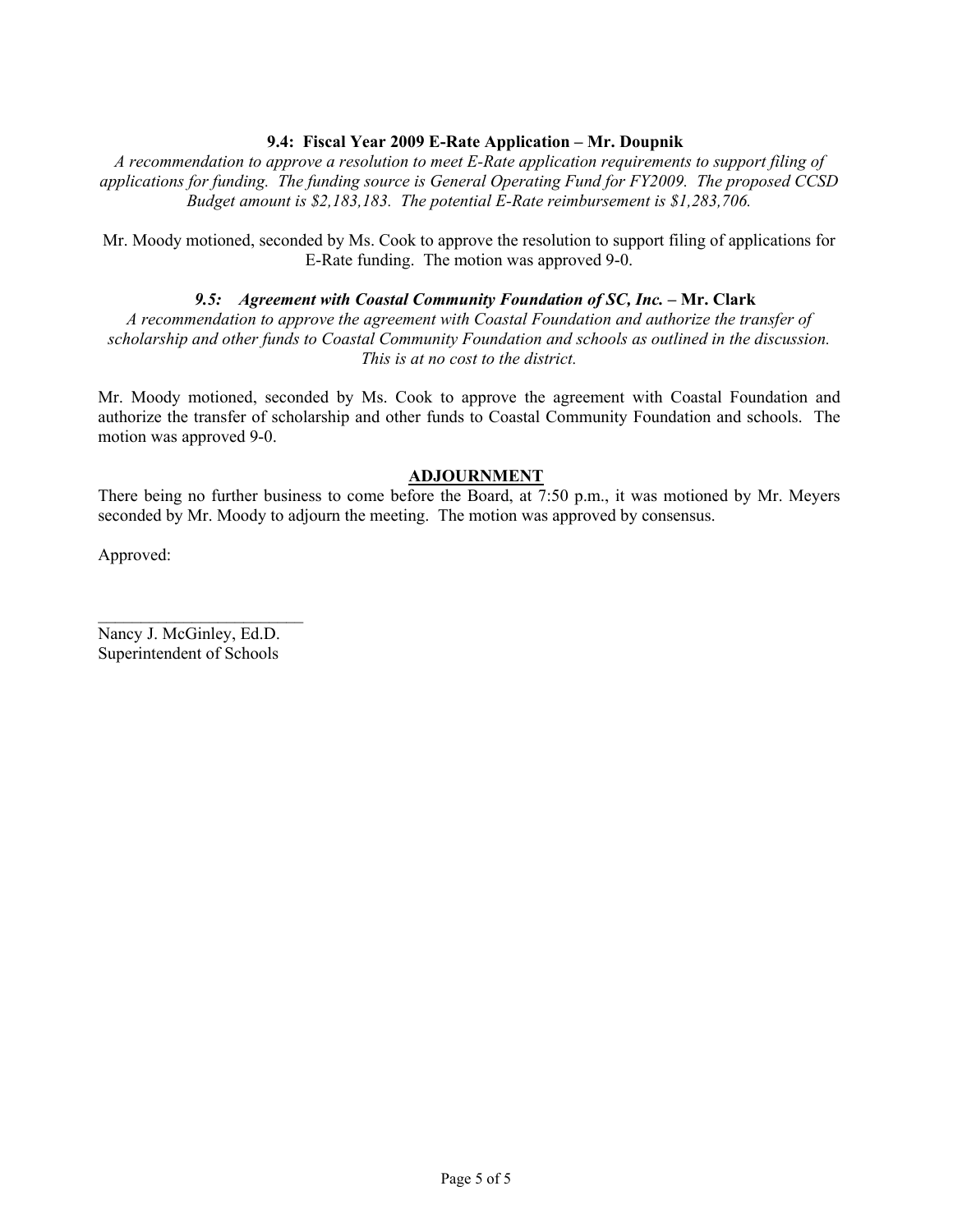**9.4: Fiscal Year 2009 E-Rate Application – Mr. Doupnik**

*A recommendation to approve a resolution to meet E-Rate application requirements to support filing of applications for funding. The funding source is General Operating Fund for FY2009. The proposed CCSD Budget amount is $2,183,183. The potential E-Rate reimbursement is $1,283,706.*

Mr. Moody motioned, seconded by Ms. Cook to approve the resolution to support filing of applications for E-Rate funding. The motion was approved 9-0.

***9.5: Agreement with Coastal Community Foundation of SC, Inc.* – Mr. Clark**

*A recommendation to approve the agreement with Coastal Foundation and authorize the transfer of scholarship and other funds to Coastal Community Foundation and schools as outlined in the discussion. This is at no cost to the district.*

Mr. Moody motioned, seconded by Ms. Cook to approve the agreement with Coastal Foundation and authorize the transfer of scholarship and other funds to Coastal Community Foundation and schools. The motion was approved 9-0.

**ADJOURNMENT**

There being no further business to come before the Board, at 7:50 p.m., it was motioned by Mr. Meyers seconded by Mr. Moody to adjourn the meeting. The motion was approved by consensus.

Approved:

\_\_\_\_\_\_\_\_\_\_\_\_\_\_\_\_\_\_\_\_\_\_\_\_\_
Nancy J. McGinley, Ed.D.
Superintendent of Schools